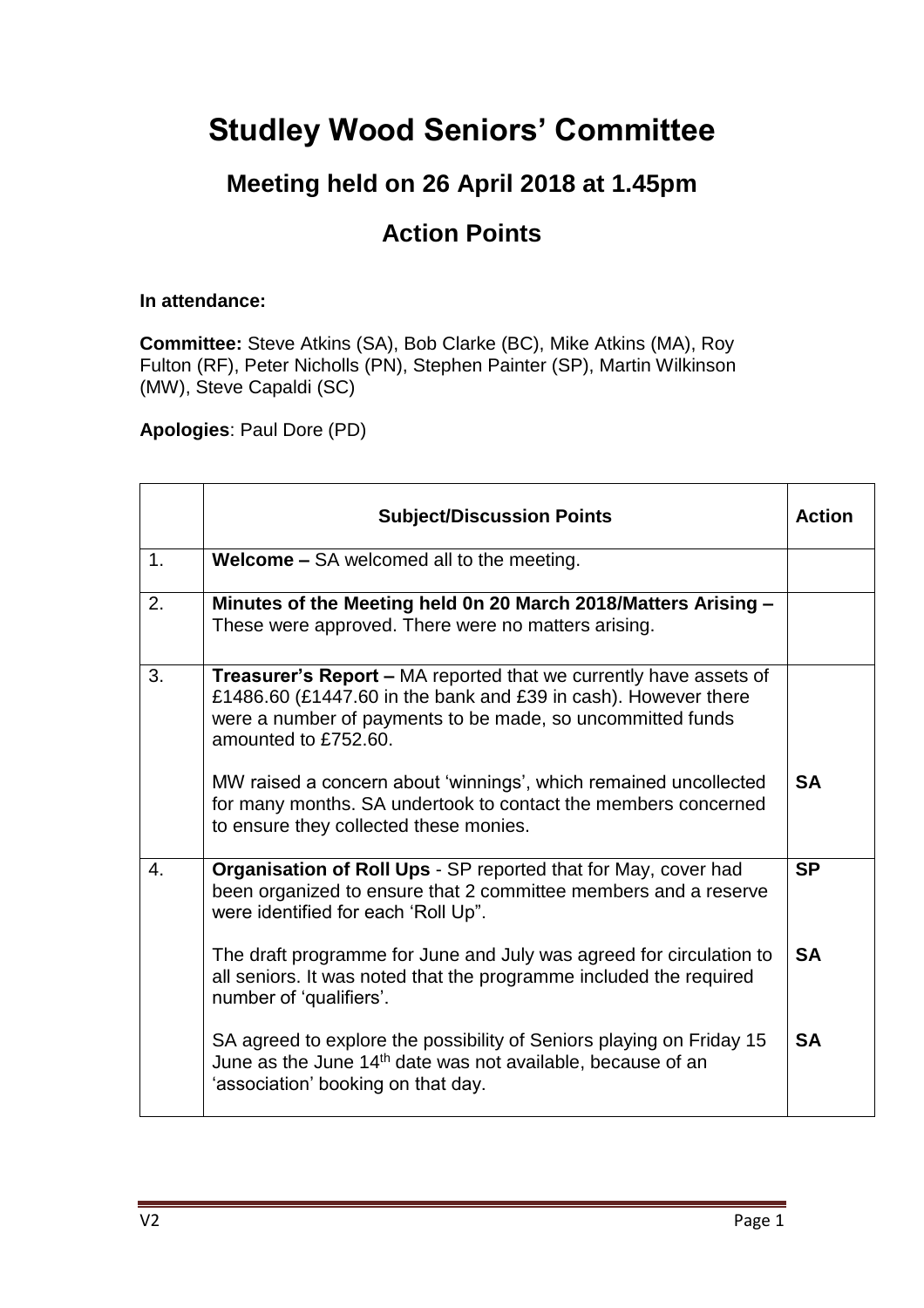# Studley Wood Seniors' Committee

## Meeting held on 26 April 2018 at 1.45pm

## Action Points

**In attendance:**

**Committee:** Steve Atkins (SA), Bob Clarke (BC), Mike Atkins (MA), Roy Fulton (RF), Peter Nicholls (PN), Stephen Painter (SP), Martin Wilkinson (MW), Steve Capaldi (SC)

**Apologies**: Paul Dore (PD)

| | **Subject/Discussion Points** | **Action** |
|---|---|---|
| 1. | **Welcome –** SA welcomed all to the meeting. | |
| 2. | **Minutes of the Meeting held 0n 20 March 2018/Matters Arising –** These were approved. There were no matters arising. | |
| 3. | **Treasurer's Report –** MA reported that we currently have assets of £1486.60 (£1447.60 in the bank and £39 in cash). However there were a number of payments to be made, so uncommitted funds amounted to £752.60. | |
| | MW raised a concern about 'winnings', which remained uncollected for many months. SA undertook to contact the members concerned to ensure they collected these monies. | **SA** |
| 4. | **Organisation of Roll Ups** - SP reported that for May, cover had been organized to ensure that 2 committee members and a reserve were identified for each 'Roll Up". | **SP** |
| | The draft programme for June and July was agreed for circulation to all seniors. It was noted that the programme included the required number of 'qualifiers'. | **SA** |
| | SA agreed to explore the possibility of Seniors playing on Friday 15 June as the June 14th date was not available, because of an 'association' booking on that day. | **SA** |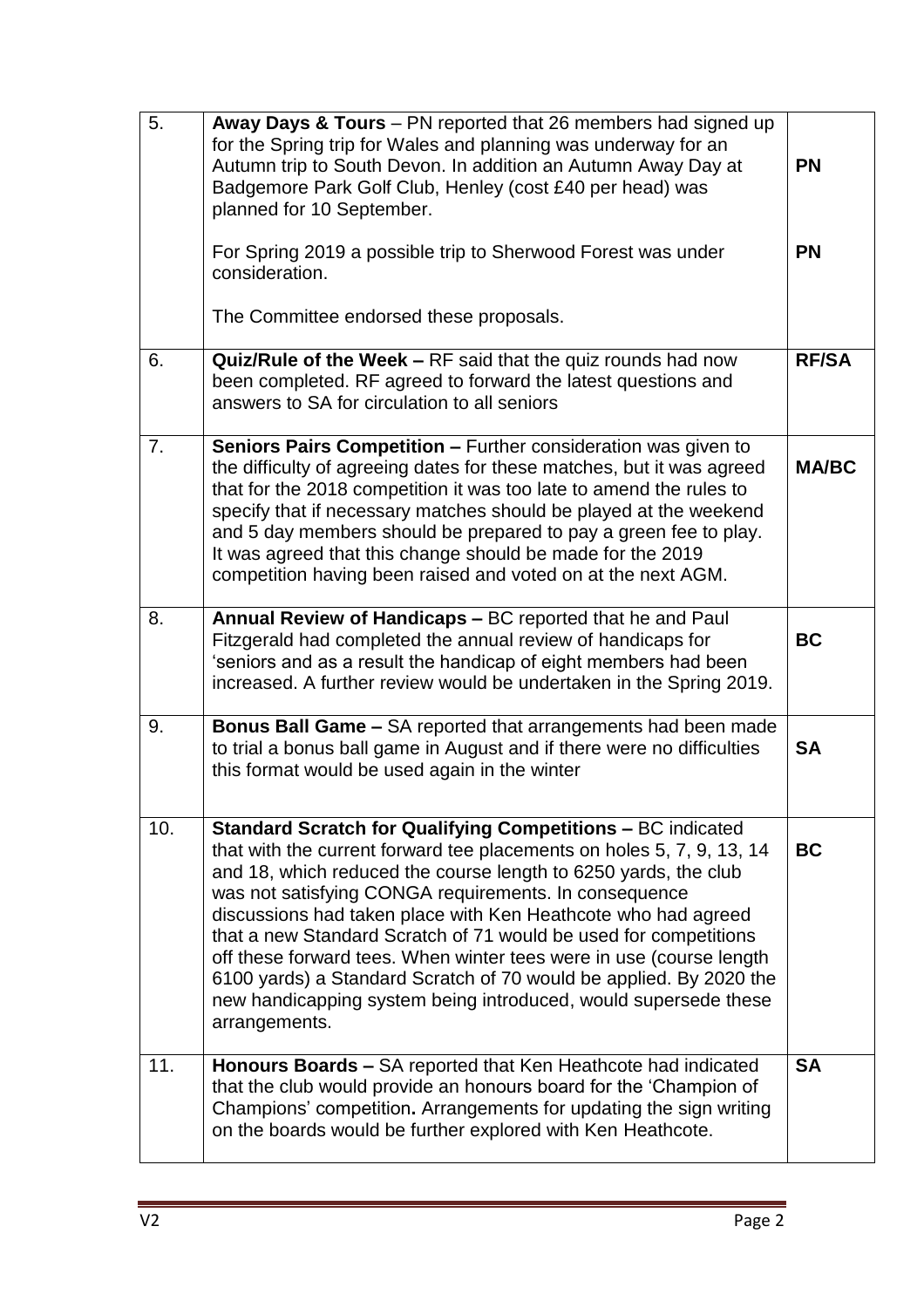| | | |
|---|---|---|
| 5. | **Away Days & Tours** – PN reported that 26 members had signed up for the Spring trip for Wales and planning was underway for an Autumn trip to South Devon. In addition an Autumn Away Day at Badgemore Park Golf Club, Henley (cost £40 per head) was planned for 10 September.<br><br>For Spring 2019 a possible trip to Sherwood Forest was under consideration.<br><br>The Committee endorsed these proposals. | **PN**<br><br>**PN** |
| 6. | **Quiz/Rule of the Week –** RF said that the quiz rounds had now been completed. RF agreed to forward the latest questions and answers to SA for circulation to all seniors | **RF/SA** |
| 7. | **Seniors Pairs Competition –** Further consideration was given to the difficulty of agreeing dates for these matches, but it was agreed that for the 2018 competition it was too late to amend the rules to specify that if necessary matches should be played at the weekend and 5 day members should be prepared to pay a green fee to play. It was agreed that this change should be made for the 2019 competition having been raised and voted on at the next AGM. | **MA/BC** |
| 8. | **Annual Review of Handicaps –** BC reported that he and Paul Fitzgerald had completed the annual review of handicaps for 'seniors and as a result the handicap of eight members had been increased. A further review would be undertaken in the Spring 2019. | **BC** |
| 9. | **Bonus Ball Game –** SA reported that arrangements had been made to trial a bonus ball game in August and if there were no difficulties this format would be used again in the winter | **SA** |
| 10. | **Standard Scratch for Qualifying Competitions –** BC indicated that with the current forward tee placements on holes 5, 7, 9, 13, 14 and 18, which reduced the course length to 6250 yards, the club was not satisfying CONGA requirements. In consequence discussions had taken place with Ken Heathcote who had agreed that a new Standard Scratch of 71 would be used for competitions off these forward tees. When winter tees were in use (course length 6100 yards) a Standard Scratch of 70 would be applied. By 2020 the new handicapping system being introduced, would supersede these arrangements. | **BC** |
| 11. | **Honours Boards –** SA reported that Ken Heathcote had indicated that the club would provide an honours board for the 'Champion of Champions' competition**.** Arrangements for updating the sign writing on the boards would be further explored with Ken Heathcote. | **SA** |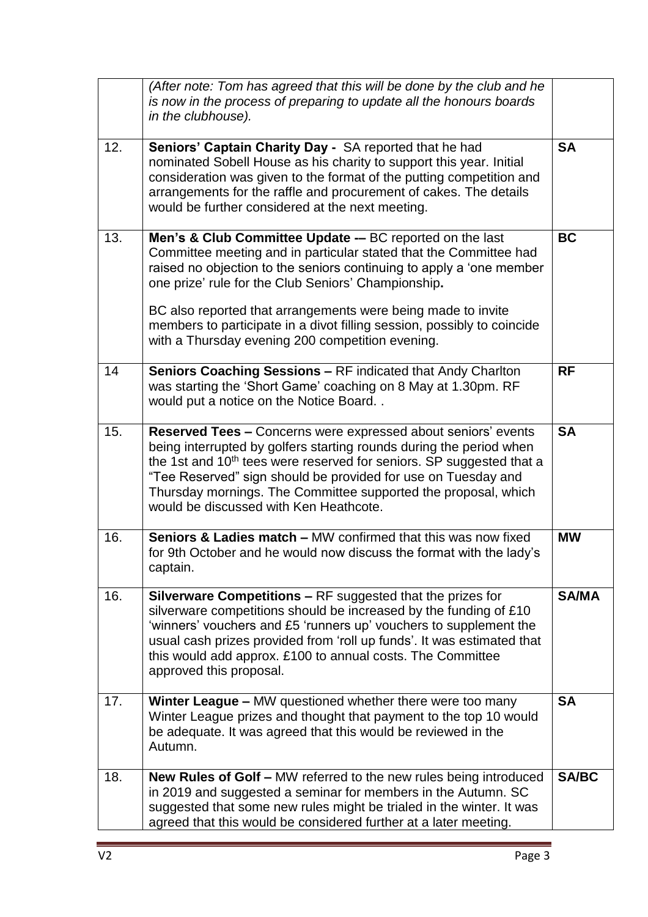| | | |
|---|---|---|
| | *(After note: Tom has agreed that this will be done by the club and he is now in the process of preparing to update all the honours boards in the clubhouse).* | |
| 12. | **Seniors' Captain Charity Day -** SA reported that he had nominated Sobell House as his charity to support this year. Initial consideration was given to the format of the putting competition and arrangements for the raffle and procurement of cakes. The details would be further considered at the next meeting. | **SA** |
| 13. | **Men's & Club Committee Update -–** BC reported on the last Committee meeting and in particular stated that the Committee had raised no objection to the seniors continuing to apply a 'one member one prize' rule for the Club Seniors' Championship**.** <br><br> BC also reported that arrangements were being made to invite members to participate in a divot filling session, possibly to coincide with a Thursday evening 200 competition evening. | **BC** |
| 14 | **Seniors Coaching Sessions –** RF indicated that Andy Charlton was starting the 'Short Game' coaching on 8 May at 1.30pm. RF would put a notice on the Notice Board. . | **RF** |
| 15. | **Reserved Tees –** Concerns were expressed about seniors' events being interrupted by golfers starting rounds during the period when the 1st and 10th tees were reserved for seniors. SP suggested that a "Tee Reserved" sign should be provided for use on Tuesday and Thursday mornings. The Committee supported the proposal, which would be discussed with Ken Heathcote. | **SA** |
| 16. | **Seniors & Ladies match –** MW confirmed that this was now fixed for 9th October and he would now discuss the format with the lady's captain. | **MW** |
| 16. | **Silverware Competitions –** RF suggested that the prizes for silverware competitions should be increased by the funding of £10 'winners' vouchers and £5 'runners up' vouchers to supplement the usual cash prizes provided from 'roll up funds'. It was estimated that this would add approx. £100 to annual costs. The Committee approved this proposal. | **SA/MA** |
| 17. | **Winter League –** MW questioned whether there were too many Winter League prizes and thought that payment to the top 10 would be adequate. It was agreed that this would be reviewed in the Autumn. | **SA** |
| 18. | **New Rules of Golf –** MW referred to the new rules being introduced in 2019 and suggested a seminar for members in the Autumn. SC suggested that some new rules might be trialed in the winter. It was agreed that this would be considered further at a later meeting. | **SA/BC** |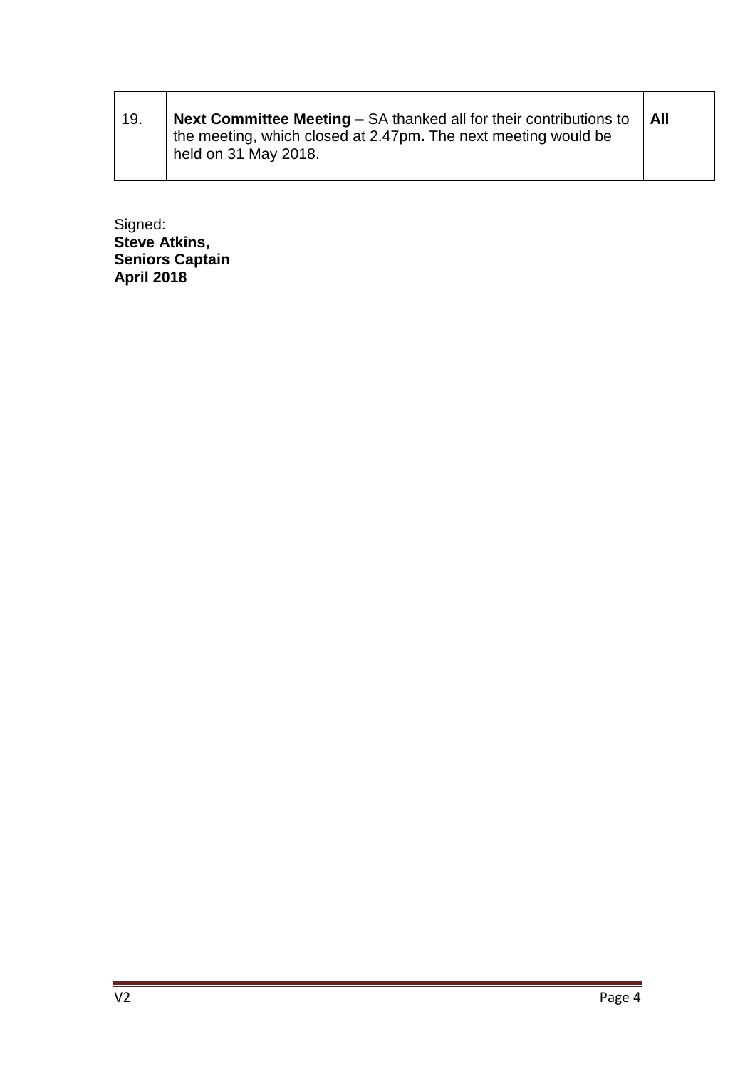| | | |
|---|---|---|
| 19. | **Next Committee Meeting –** SA thanked all for their contributions to the meeting, which closed at 2.47pm**.** The next meeting would be held on 31 May 2018. | **All** |

Signed:
**Steve Atkins,**
**Seniors Captain**
**April 2018**